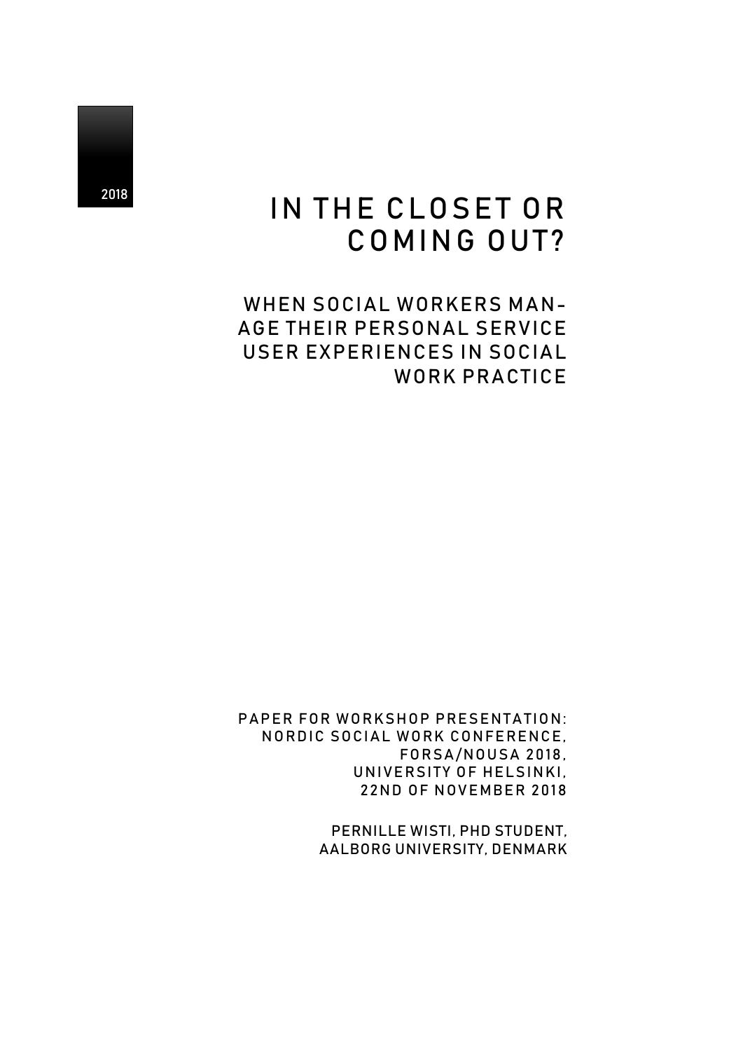2018

# IN THE CLOSET OR COMING OUT?

## WHEN SOCIAL WORKERS MANAGE THEIR PERSONAL SERVICE USER EXPERIENCES IN SOCIAL WORK PRACTICE

PAPER FOR WORKSHOP PRESENTATION:
NORDIC SOCIAL WORK CONFERENCE,
FORSA/NOUSA 2018,
UNIVERSITY OF HELSINKI,
22ND OF NOVEMBER 2018

PERNILLE WISTI, PHD STUDENT,
AALBORG UNIVERSITY, DENMARK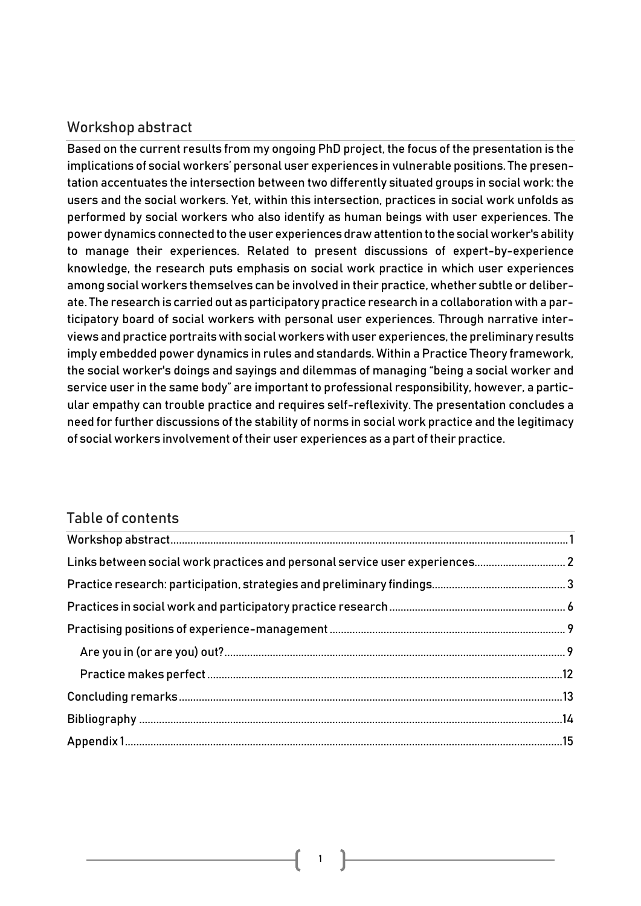## Workshop abstract

Based on the current results from my ongoing PhD project, the focus of the presentation is the implications of social workers' personal user experiences in vulnerable positions. The presentation accentuates the intersection between two differently situated groups in social work: the users and the social workers. Yet, within this intersection, practices in social work unfolds as performed by social workers who also identify as human beings with user experiences. The power dynamics connected to the user experiences draw attention to the social worker's ability to manage their experiences. Related to present discussions of expert-by-experience knowledge, the research puts emphasis on social work practice in which user experiences among social workers themselves can be involved in their practice, whether subtle or deliberate. The research is carried out as participatory practice research in a collaboration with a participatory board of social workers with personal user experiences. Through narrative interviews and practice portraits with social workers with user experiences, the preliminary results imply embedded power dynamics in rules and standards. Within a Practice Theory framework, the social worker's doings and sayings and dilemmas of managing "being a social worker and service user in the same body" are important to professional responsibility, however, a particular empathy can trouble practice and requires self-reflexivity. The presentation concludes a need for further discussions of the stability of norms in social work practice and the legitimacy of social workers involvement of their user experiences as a part of their practice.

## Table of contents

- Workshop abstract .......... 1
- Links between social work practices and personal service user experiences .......... 2
- Practice research: participation, strategies and preliminary findings .......... 3
- Practices in social work and participatory practice research .......... 6
- Practising positions of experience-management .......... 9
  - Are you in (or are you) out? .......... 9
  - Practice makes perfect .......... 12
- Concluding remarks .......... 13
- Bibliography .......... 14
- Appendix 1 .......... 15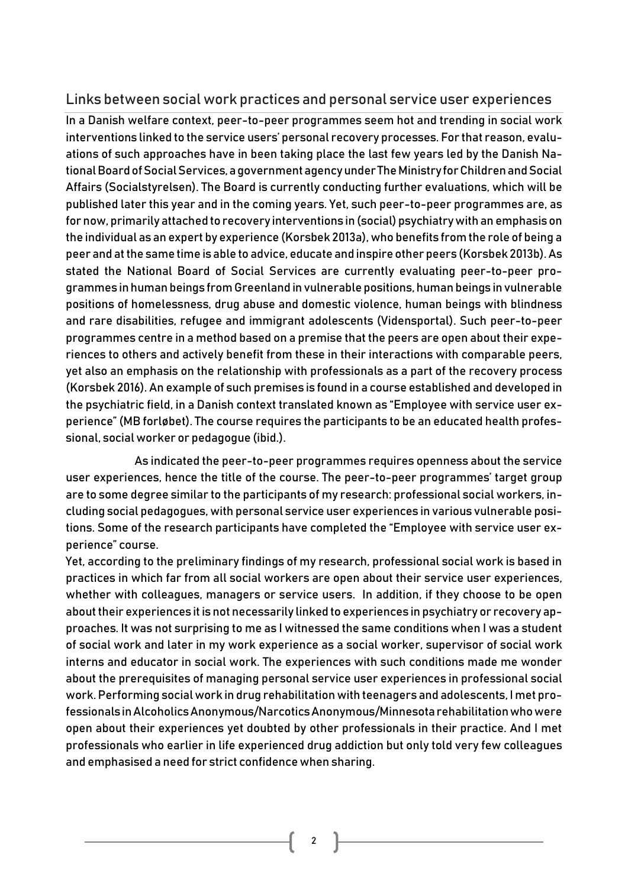## Links between social work practices and personal service user experiences

In a Danish welfare context, peer-to-peer programmes seem hot and trending in social work interventions linked to the service users' personal recovery processes. For that reason, evaluations of such approaches have in been taking place the last few years led by the Danish National Board of Social Services, a government agency under The Ministry for Children and Social Affairs (Socialstyrelsen). The Board is currently conducting further evaluations, which will be published later this year and in the coming years. Yet, such peer-to-peer programmes are, as for now, primarily attached to recovery interventions in (social) psychiatry with an emphasis on the individual as an expert by experience (Korsbek 2013a), who benefits from the role of being a peer and at the same time is able to advice, educate and inspire other peers (Korsbek 2013b). As stated the National Board of Social Services are currently evaluating peer-to-peer programmes in human beings from Greenland in vulnerable positions, human beings in vulnerable positions of homelessness, drug abuse and domestic violence, human beings with blindness and rare disabilities, refugee and immigrant adolescents (Vidensportal). Such peer-to-peer programmes centre in a method based on a premise that the peers are open about their experiences to others and actively benefit from these in their interactions with comparable peers, yet also an emphasis on the relationship with professionals as a part of the recovery process (Korsbek 2016). An example of such premises is found in a course established and developed in the psychiatric field, in a Danish context translated known as "Employee with service user experience" (MB forløbet). The course requires the participants to be an educated health professional, social worker or pedagogue (ibid.).

As indicated the peer-to-peer programmes requires openness about the service user experiences, hence the title of the course. The peer-to-peer programmes' target group are to some degree similar to the participants of my research: professional social workers, including social pedagogues, with personal service user experiences in various vulnerable positions. Some of the research participants have completed the "Employee with service user experience" course.

Yet, according to the preliminary findings of my research, professional social work is based in practices in which far from all social workers are open about their service user experiences, whether with colleagues, managers or service users. In addition, if they choose to be open about their experiences it is not necessarily linked to experiences in psychiatry or recovery approaches. It was not surprising to me as I witnessed the same conditions when I was a student of social work and later in my work experience as a social worker, supervisor of social work interns and educator in social work. The experiences with such conditions made me wonder about the prerequisites of managing personal service user experiences in professional social work. Performing social work in drug rehabilitation with teenagers and adolescents, I met professionals in Alcoholics Anonymous/Narcotics Anonymous/Minnesota rehabilitation who were open about their experiences yet doubted by other professionals in their practice. And I met professionals who earlier in life experienced drug addiction but only told very few colleagues and emphasised a need for strict confidence when sharing.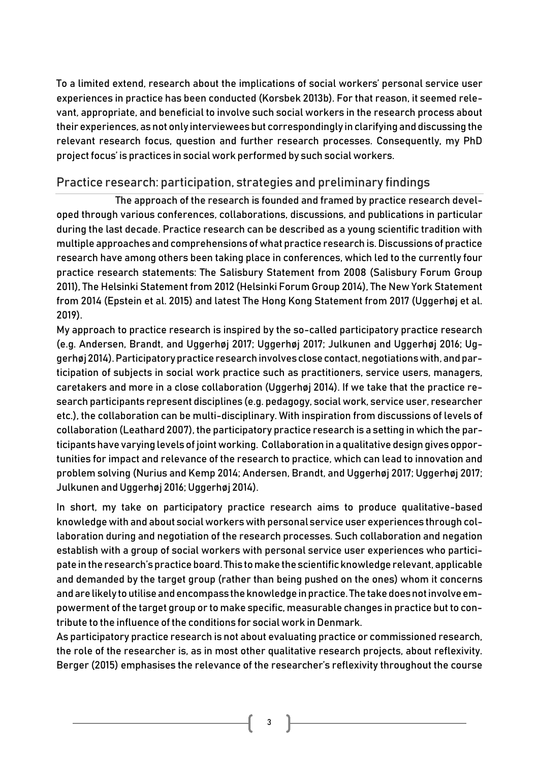To a limited extend, research about the implications of social workers' personal service user experiences in practice has been conducted (Korsbek 2013b). For that reason, it seemed relevant, appropriate, and beneficial to involve such social workers in the research process about their experiences, as not only interviewees but correspondingly in clarifying and discussing the relevant research focus, question and further research processes. Consequently, my PhD project focus' is practices in social work performed by such social workers.

## Practice research: participation, strategies and preliminary findings

The approach of the research is founded and framed by practice research developed through various conferences, collaborations, discussions, and publications in particular during the last decade. Practice research can be described as a young scientific tradition with multiple approaches and comprehensions of what practice research is. Discussions of practice research have among others been taking place in conferences, which led to the currently four practice research statements: The Salisbury Statement from 2008 (Salisbury Forum Group 2011), The Helsinki Statement from 2012 (Helsinki Forum Group 2014), The New York Statement from 2014 (Epstein et al. 2015) and latest The Hong Kong Statement from 2017 (Uggerhøj et al. 2019).

My approach to practice research is inspired by the so-called participatory practice research (e.g. Andersen, Brandt, and Uggerhøj 2017; Uggerhøj 2017; Julkunen and Uggerhøj 2016; Uggerhøj 2014). Participatory practice research involves close contact, negotiations with, and participation of subjects in social work practice such as practitioners, service users, managers, caretakers and more in a close collaboration (Uggerhøj 2014). If we take that the practice research participants represent disciplines (e.g. pedagogy, social work, service user, researcher etc.), the collaboration can be multi-disciplinary. With inspiration from discussions of levels of collaboration (Leathard 2007), the participatory practice research is a setting in which the participants have varying levels of joint working. Collaboration in a qualitative design gives opportunities for impact and relevance of the research to practice, which can lead to innovation and problem solving (Nurius and Kemp 2014; Andersen, Brandt, and Uggerhøj 2017; Uggerhøj 2017; Julkunen and Uggerhøj 2016; Uggerhøj 2014).

In short, my take on participatory practice research aims to produce qualitative-based knowledge with and about social workers with personal service user experiences through collaboration during and negotiation of the research processes. Such collaboration and negation establish with a group of social workers with personal service user experiences who participate in the research's practice board. This to make the scientific knowledge relevant, applicable and demanded by the target group (rather than being pushed on the ones) whom it concerns and are likely to utilise and encompass the knowledge in practice. The take does not involve empowerment of the target group or to make specific, measurable changes in practice but to contribute to the influence of the conditions for social work in Denmark.

As participatory practice research is not about evaluating practice or commissioned research, the role of the researcher is, as in most other qualitative research projects, about reflexivity. Berger (2015) emphasises the relevance of the researcher's reflexivity throughout the course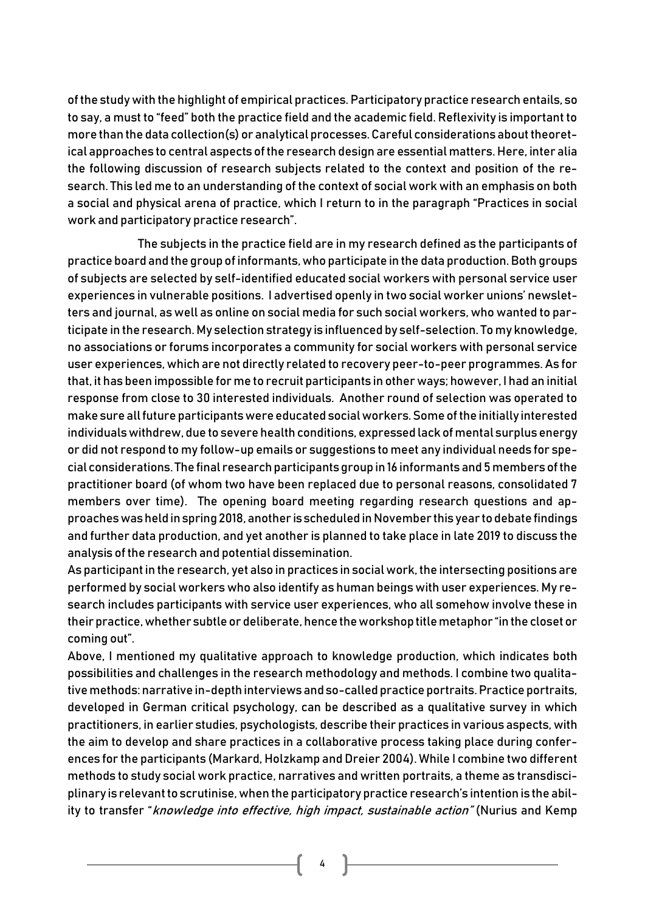of the study with the highlight of empirical practices. Participatory practice research entails, so to say, a must to "feed" both the practice field and the academic field. Reflexivity is important to more than the data collection(s) or analytical processes. Careful considerations about theoretical approaches to central aspects of the research design are essential matters. Here, inter alia the following discussion of research subjects related to the context and position of the research. This led me to an understanding of the context of social work with an emphasis on both a social and physical arena of practice, which I return to in the paragraph "Practices in social work and participatory practice research".

The subjects in the practice field are in my research defined as the participants of practice board and the group of informants, who participate in the data production. Both groups of subjects are selected by self-identified educated social workers with personal service user experiences in vulnerable positions. I advertised openly in two social worker unions' newsletters and journal, as well as online on social media for such social workers, who wanted to participate in the research. My selection strategy is influenced by self-selection. To my knowledge, no associations or forums incorporates a community for social workers with personal service user experiences, which are not directly related to recovery peer-to-peer programmes. As for that, it has been impossible for me to recruit participants in other ways; however, I had an initial response from close to 30 interested individuals. Another round of selection was operated to make sure all future participants were educated social workers. Some of the initially interested individuals withdrew, due to severe health conditions, expressed lack of mental surplus energy or did not respond to my follow-up emails or suggestions to meet any individual needs for special considerations. The final research participants group in 16 informants and 5 members of the practitioner board (of whom two have been replaced due to personal reasons, consolidated 7 members over time). The opening board meeting regarding research questions and approaches was held in spring 2018, another is scheduled in November this year to debate findings and further data production, and yet another is planned to take place in late 2019 to discuss the analysis of the research and potential dissemination.

As participant in the research, yet also in practices in social work, the intersecting positions are performed by social workers who also identify as human beings with user experiences. My research includes participants with service user experiences, who all somehow involve these in their practice, whether subtle or deliberate, hence the workshop title metaphor "in the closet or coming out".

Above, I mentioned my qualitative approach to knowledge production, which indicates both possibilities and challenges in the research methodology and methods. I combine two qualitative methods: narrative in-depth interviews and so-called practice portraits. Practice portraits, developed in German critical psychology, can be described as a qualitative survey in which practitioners, in earlier studies, psychologists, describe their practices in various aspects, with the aim to develop and share practices in a collaborative process taking place during conferences for the participants (Markard, Holzkamp and Dreier 2004). While I combine two different methods to study social work practice, narratives and written portraits, a theme as transdisciplinary is relevant to scrutinise, when the participatory practice research's intention is the ability to transfer "*knowledge into effective, high impact, sustainable action*" (Nurius and Kemp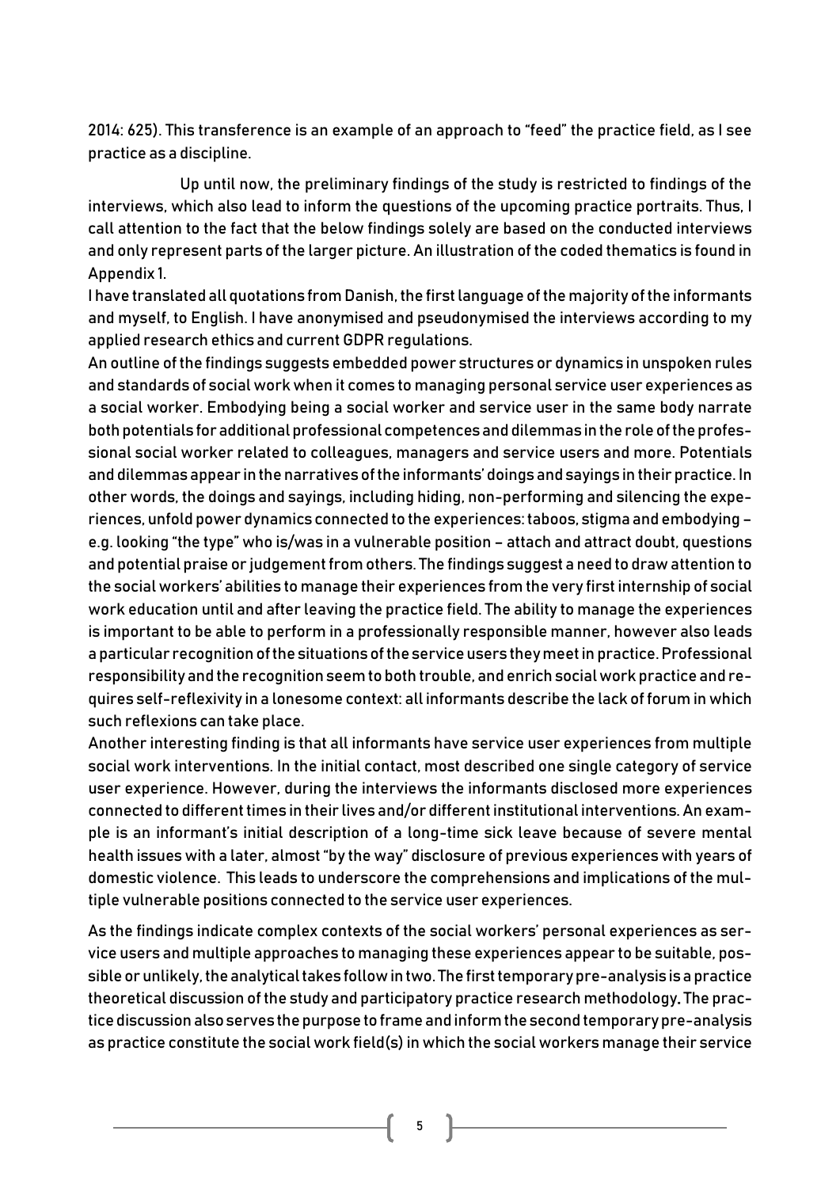2014: 625). This transference is an example of an approach to "feed" the practice field, as I see practice as a discipline.

Up until now, the preliminary findings of the study is restricted to findings of the interviews, which also lead to inform the questions of the upcoming practice portraits. Thus, I call attention to the fact that the below findings solely are based on the conducted interviews and only represent parts of the larger picture. An illustration of the coded thematics is found in Appendix 1.

I have translated all quotations from Danish, the first language of the majority of the informants and myself, to English. I have anonymised and pseudonymised the interviews according to my applied research ethics and current GDPR regulations.

An outline of the findings suggests embedded power structures or dynamics in unspoken rules and standards of social work when it comes to managing personal service user experiences as a social worker. Embodying being a social worker and service user in the same body narrate both potentials for additional professional competences and dilemmas in the role of the professional social worker related to colleagues, managers and service users and more. Potentials and dilemmas appear in the narratives of the informants' doings and sayings in their practice. In other words, the doings and sayings, including hiding, non-performing and silencing the experiences, unfold power dynamics connected to the experiences: taboos, stigma and embodying – e.g. looking "the type" who is/was in a vulnerable position – attach and attract doubt, questions and potential praise or judgement from others. The findings suggest a need to draw attention to the social workers' abilities to manage their experiences from the very first internship of social work education until and after leaving the practice field. The ability to manage the experiences is important to be able to perform in a professionally responsible manner, however also leads a particular recognition of the situations of the service users they meet in practice. Professional responsibility and the recognition seem to both trouble, and enrich social work practice and requires self-reflexivity in a lonesome context: all informants describe the lack of forum in which such reflexions can take place.

Another interesting finding is that all informants have service user experiences from multiple social work interventions. In the initial contact, most described one single category of service user experience. However, during the interviews the informants disclosed more experiences connected to different times in their lives and/or different institutional interventions. An example is an informant's initial description of a long-time sick leave because of severe mental health issues with a later, almost "by the way" disclosure of previous experiences with years of domestic violence. This leads to underscore the comprehensions and implications of the multiple vulnerable positions connected to the service user experiences.

As the findings indicate complex contexts of the social workers' personal experiences as service users and multiple approaches to managing these experiences appear to be suitable, possible or unlikely, the analytical takes follow in two. The first temporary pre-analysis is a practice theoretical discussion of the study and participatory practice research methodology. The practice discussion also serves the purpose to frame and inform the second temporary pre-analysis as practice constitute the social work field(s) in which the social workers manage their service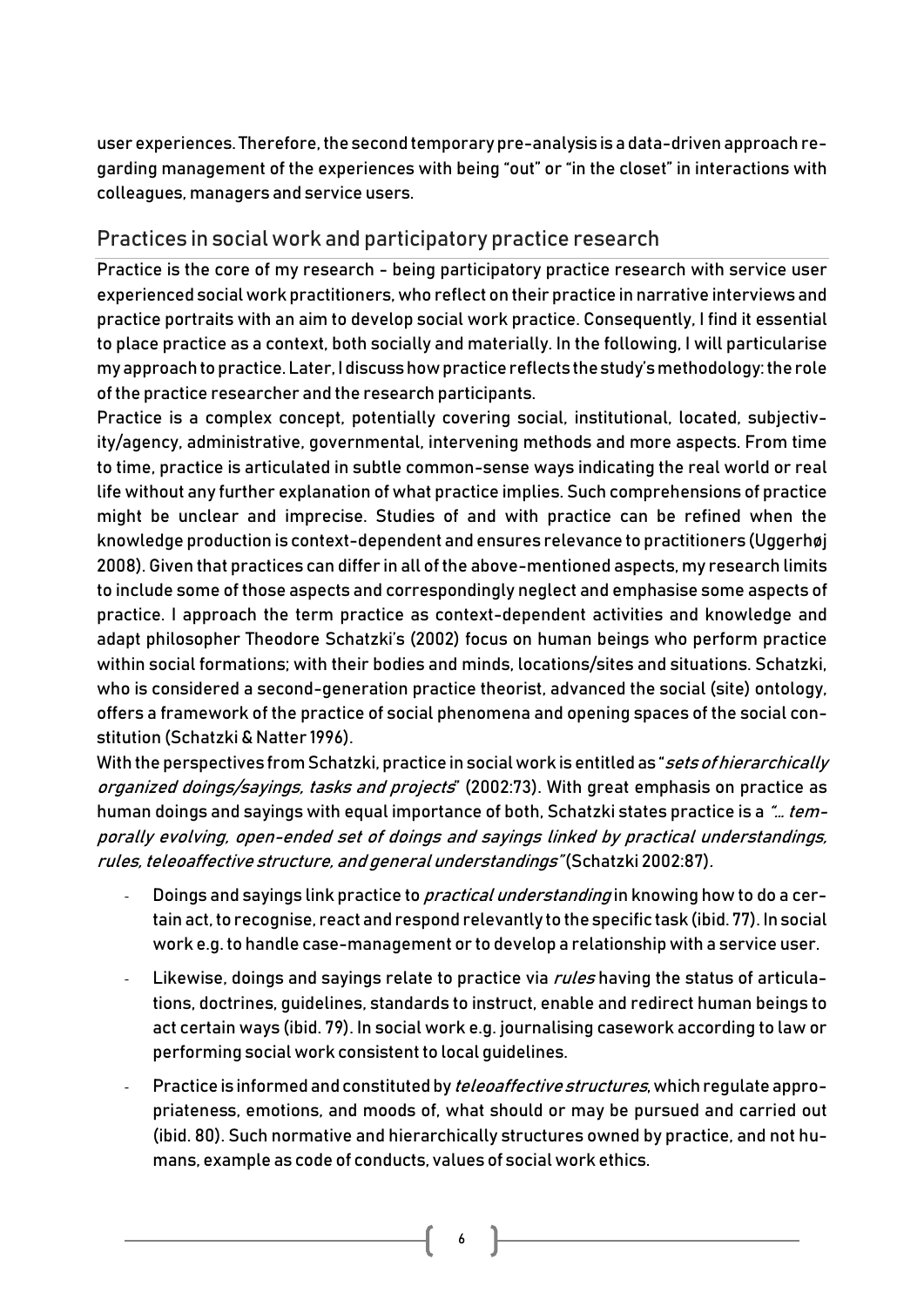user experiences. Therefore, the second temporary pre-analysis is a data-driven approach regarding management of the experiences with being "out" or "in the closet" in interactions with colleagues, managers and service users.

## Practices in social work and participatory practice research

Practice is the core of my research - being participatory practice research with service user experienced social work practitioners, who reflect on their practice in narrative interviews and practice portraits with an aim to develop social work practice. Consequently, I find it essential to place practice as a context, both socially and materially. In the following, I will particularise my approach to practice. Later, I discuss how practice reflects the study's methodology: the role of the practice researcher and the research participants.

Practice is a complex concept, potentially covering social, institutional, located, subjectivity/agency, administrative, governmental, intervening methods and more aspects. From time to time, practice is articulated in subtle common-sense ways indicating the real world or real life without any further explanation of what practice implies. Such comprehensions of practice might be unclear and imprecise. Studies of and with practice can be refined when the knowledge production is context-dependent and ensures relevance to practitioners (Uggerhøj 2008). Given that practices can differ in all of the above-mentioned aspects, my research limits to include some of those aspects and correspondingly neglect and emphasise some aspects of practice. I approach the term practice as context-dependent activities and knowledge and adapt philosopher Theodore Schatzki's (2002) focus on human beings who perform practice within social formations; with their bodies and minds, locations/sites and situations. Schatzki, who is considered a second-generation practice theorist, advanced the social (site) ontology, offers a framework of the practice of social phenomena and opening spaces of the social constitution (Schatzki & Natter 1996).

With the perspectives from Schatzki, practice in social work is entitled as "*sets of hierarchically organized doings/sayings, tasks and projects*" (2002:73). With great emphasis on practice as human doings and sayings with equal importance of both, Schatzki states practice is a *"… temporally evolving, open-ended set of doings and sayings linked by practical understandings, rules, teleoaffective structure, and general understandings"* (Schatzki 2002:87).

- Doings and sayings link practice to *practical understanding* in knowing how to do a certain act, to recognise, react and respond relevantly to the specific task (ibid. 77). In social work e.g. to handle case-management or to develop a relationship with a service user.
- Likewise, doings and sayings relate to practice via *rules* having the status of articulations, doctrines, guidelines, standards to instruct, enable and redirect human beings to act certain ways (ibid. 79). In social work e.g. journalising casework according to law or performing social work consistent to local guidelines.
- Practice is informed and constituted by *teleoaffective structures*, which regulate appropriateness, emotions, and moods of, what should or may be pursued and carried out (ibid. 80). Such normative and hierarchically structures owned by practice, and not humans, example as code of conducts, values of social work ethics.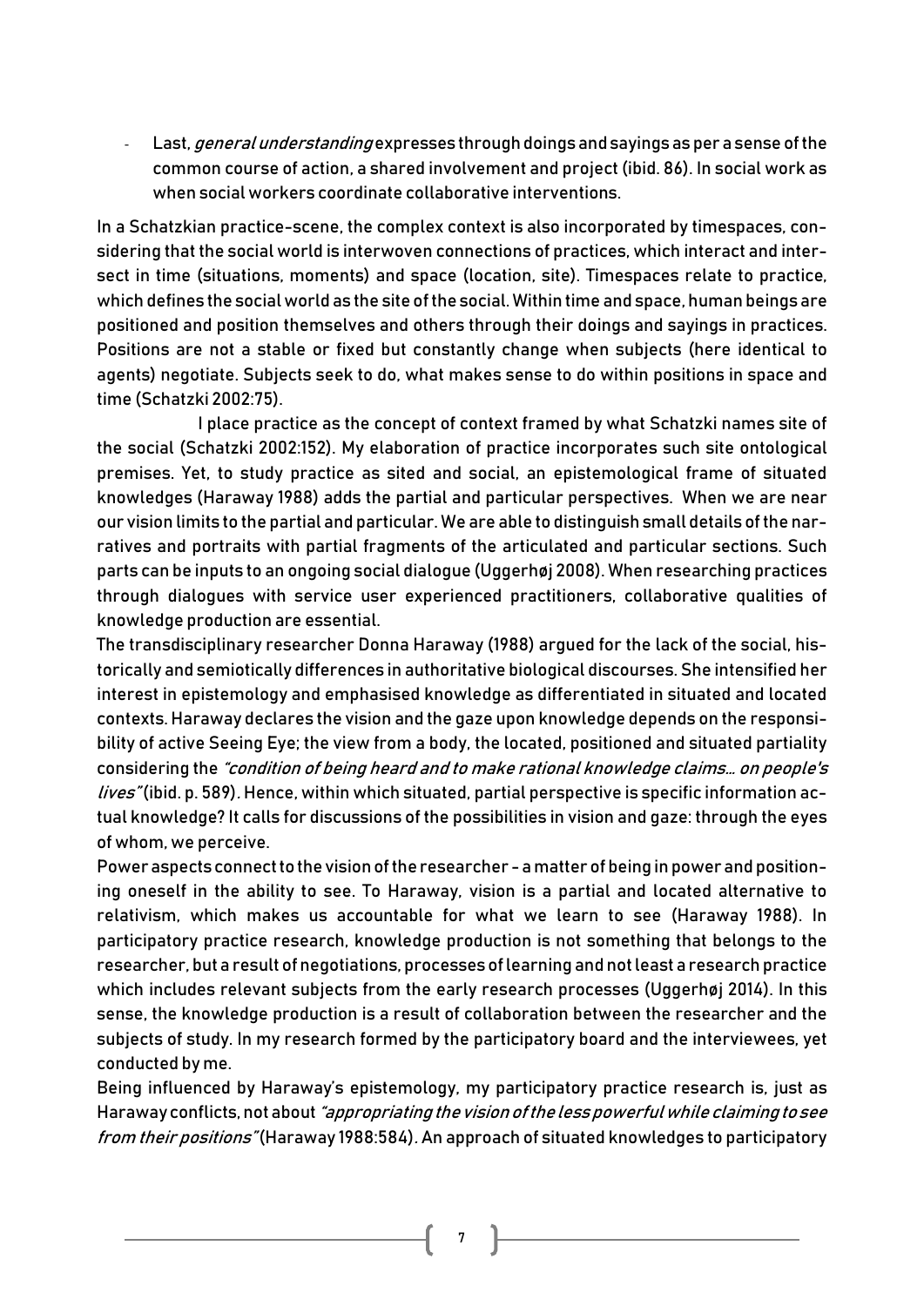- Last, *general understanding* expresses through doings and sayings as per a sense of the common course of action, a shared involvement and project (ibid. 86). In social work as when social workers coordinate collaborative interventions.

In a Schatzkian practice-scene, the complex context is also incorporated by timespaces, considering that the social world is interwoven connections of practices, which interact and intersect in time (situations, moments) and space (location, site). Timespaces relate to practice, which defines the social world as the site of the social. Within time and space, human beings are positioned and position themselves and others through their doings and sayings in practices. Positions are not a stable or fixed but constantly change when subjects (here identical to agents) negotiate. Subjects seek to do, what makes sense to do within positions in space and time (Schatzki 2002:75).

I place practice as the concept of context framed by what Schatzki names site of the social (Schatzki 2002:152). My elaboration of practice incorporates such site ontological premises. Yet, to study practice as sited and social, an epistemological frame of situated knowledges (Haraway 1988) adds the partial and particular perspectives. When we are near our vision limits to the partial and particular. We are able to distinguish small details of the narratives and portraits with partial fragments of the articulated and particular sections. Such parts can be inputs to an ongoing social dialogue (Uggerhøj 2008). When researching practices through dialogues with service user experienced practitioners, collaborative qualities of knowledge production are essential.

The transdisciplinary researcher Donna Haraway (1988) argued for the lack of the social, historically and semiotically differences in authoritative biological discourses. She intensified her interest in epistemology and emphasised knowledge as differentiated in situated and located contexts. Haraway declares the vision and the gaze upon knowledge depends on the responsibility of active Seeing Eye; the view from a body, the located, positioned and situated partiality considering the *"condition of being heard and to make rational knowledge claims… on people's lives"* (ibid. p. 589). Hence, within which situated, partial perspective is specific information actual knowledge? It calls for discussions of the possibilities in vision and gaze: through the eyes of whom, we perceive.

Power aspects connect to the vision of the researcher - a matter of being in power and positioning oneself in the ability to see. To Haraway, vision is a partial and located alternative to relativism, which makes us accountable for what we learn to see (Haraway 1988). In participatory practice research, knowledge production is not something that belongs to the researcher, but a result of negotiations, processes of learning and not least a research practice which includes relevant subjects from the early research processes (Uggerhøj 2014). In this sense, the knowledge production is a result of collaboration between the researcher and the subjects of study. In my research formed by the participatory board and the interviewees, yet conducted by me.

Being influenced by Haraway's epistemology, my participatory practice research is, just as Haraway conflicts, not about *"appropriating the vision of the less powerful while claiming to see from their positions"* (Haraway 1988:584). An approach of situated knowledges to participatory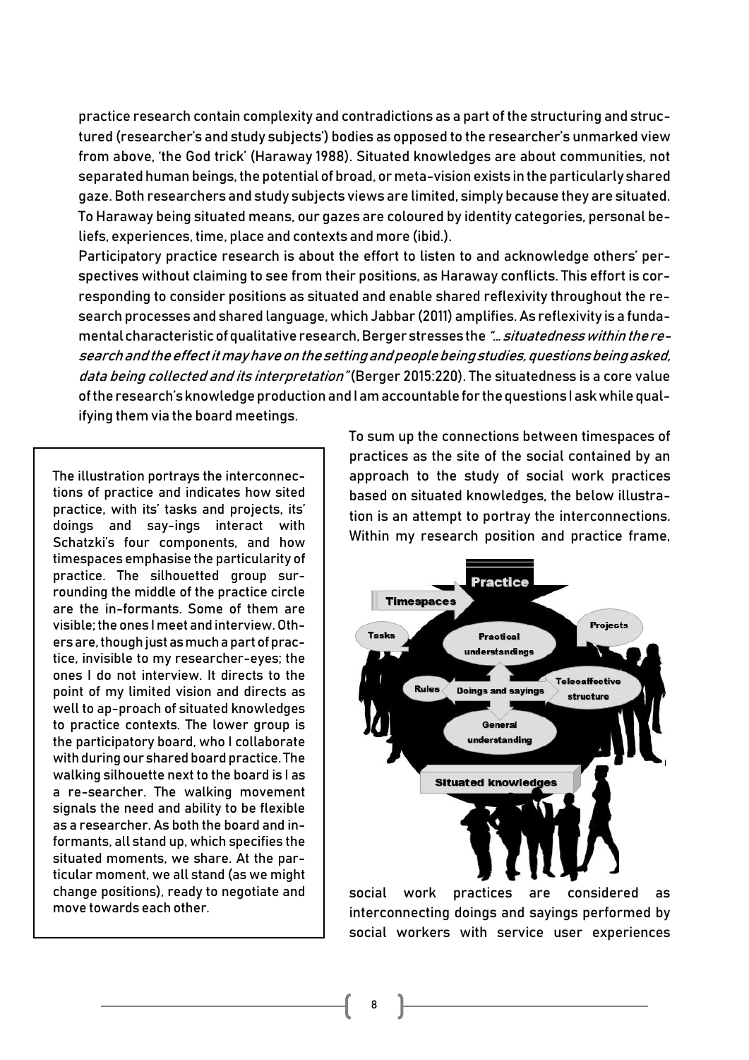practice research contain complexity and contradictions as a part of the structuring and structured (researcher's and study subjects') bodies as opposed to the researcher's unmarked view from above, 'the God trick' (Haraway 1988). Situated knowledges are about communities, not separated human beings, the potential of broad, or meta-vision exists in the particularly shared gaze. Both researchers and study subjects views are limited, simply because they are situated. To Haraway being situated means, our gazes are coloured by identity categories, personal beliefs, experiences, time, place and contexts and more (ibid.).

Participatory practice research is about the effort to listen to and acknowledge others' perspectives without claiming to see from their positions, as Haraway conflicts. This effort is corresponding to consider positions as situated and enable shared reflexivity throughout the research processes and shared language, which Jabbar (2011) amplifies. As reflexivity is a fundamental characteristic of qualitative research, Berger stresses the *"… situatedness within the research and the effect it may have on the setting and people being studies, questions being asked, data being collected and its interpretation"* (Berger 2015:220). The situatedness is a core value of the research's knowledge production and I am accountable for the questions I ask while qualifying them via the board meetings.

To sum up the connections between timespaces of practices as the site of the social contained by an approach to the study of social work practices based on situated knowledges, the below illustration is an attempt to portray the interconnections. Within my research position and practice frame,

Practice
Timespaces
Tasks
Projects
Practical understandings
Rules
Doings and sayings
Teleoaffective structure
General understanding
Situated knowledges

> The illustration portrays the interconnections of practice and indicates how sited practice, with its' tasks and projects, its' doings and say-ings interact with Schatzki's four components, and how timespaces emphasise the particularity of practice. The silhouetted group surrounding the middle of the practice circle are the in-formants. Some of them are visible; the ones I meet and interview. Others are, though just as much a part of practice, invisible to my researcher-eyes; the ones I do not interview. It directs to the point of my limited vision and directs as well to ap-proach of situated knowledges to practice contexts. The lower group is the participatory board, who I collaborate with during our shared board practice. The walking silhouette next to the board is I as a re-searcher. The walking movement signals the need and ability to be flexible as a researcher. As both the board and informants, all stand up, which specifies the situated moments, we share. At the particular moment, we all stand (as we might change positions), ready to negotiate and move towards each other.

social work practices are considered as interconnecting doings and sayings performed by social workers with service user experiences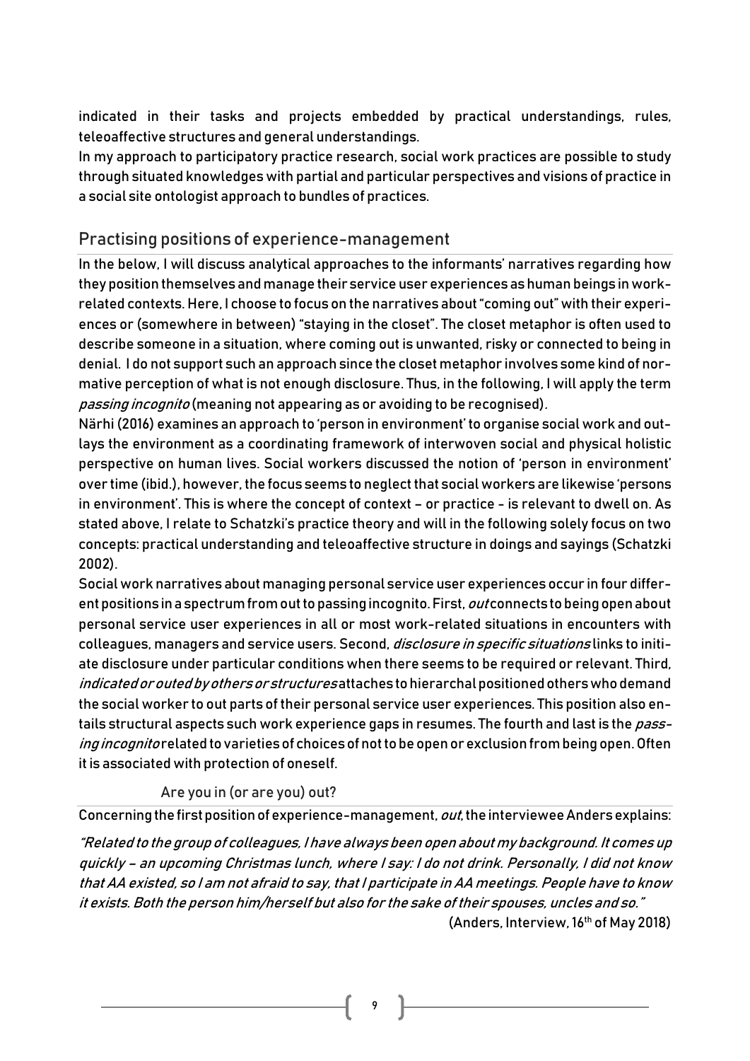indicated in their tasks and projects embedded by practical understandings, rules, teleoaffective structures and general understandings.

In my approach to participatory practice research, social work practices are possible to study through situated knowledges with partial and particular perspectives and visions of practice in a social site ontologist approach to bundles of practices.

## Practising positions of experience-management

In the below, I will discuss analytical approaches to the informants' narratives regarding how they position themselves and manage their service user experiences as human beings in work-related contexts. Here, I choose to focus on the narratives about "coming out" with their experiences or (somewhere in between) "staying in the closet". The closet metaphor is often used to describe someone in a situation, where coming out is unwanted, risky or connected to being in denial. I do not support such an approach since the closet metaphor involves some kind of normative perception of what is not enough disclosure. Thus, in the following, I will apply the term *passing incognito* (meaning not appearing as or avoiding to be recognised).

Närhi (2016) examines an approach to 'person in environment' to organise social work and outlays the environment as a coordinating framework of interwoven social and physical holistic perspective on human lives. Social workers discussed the notion of 'person in environment' over time (ibid.), however, the focus seems to neglect that social workers are likewise 'persons in environment'. This is where the concept of context – or practice - is relevant to dwell on. As stated above, I relate to Schatzki's practice theory and will in the following solely focus on two concepts: practical understanding and teleoaffective structure in doings and sayings (Schatzki 2002).

Social work narratives about managing personal service user experiences occur in four different positions in a spectrum from out to passing incognito. First, *out* connects to being open about personal service user experiences in all or most work-related situations in encounters with colleagues, managers and service users. Second, *disclosure in specific situations* links to initiate disclosure under particular conditions when there seems to be required or relevant. Third, *indicated or outed by others or structures* attaches to hierarchal positioned others who demand the social worker to out parts of their personal service user experiences. This position also entails structural aspects such work experience gaps in resumes. The fourth and last is the *passing incognito* related to varieties of choices of not to be open or exclusion from being open. Often it is associated with protection of oneself.

### Are you in (or are you) out?

Concerning the first position of experience-management, *out*, the interviewee Anders explains:

*"Related to the group of colleagues, I have always been open about my background. It comes up quickly – an upcoming Christmas lunch, where I say: I do not drink. Personally, I did not know that AA existed, so I am not afraid to say, that I participate in AA meetings. People have to know it exists. Both the person him/herself but also for the sake of their spouses, uncles and so."*

(Anders, Interview, 16th of May 2018)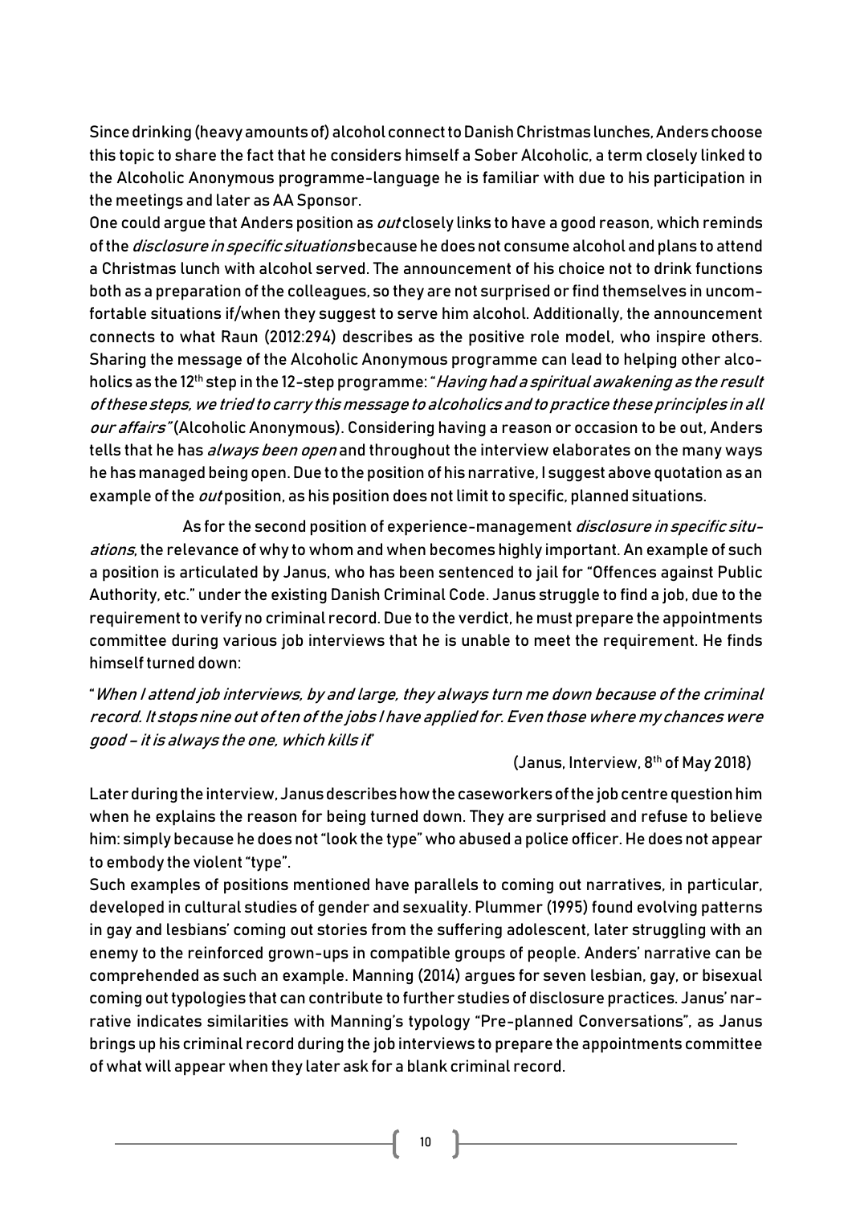Since drinking (heavy amounts of) alcohol connect to Danish Christmas lunches, Anders choose this topic to share the fact that he considers himself a Sober Alcoholic, a term closely linked to the Alcoholic Anonymous programme-language he is familiar with due to his participation in the meetings and later as AA Sponsor.

One could argue that Anders position as *out* closely links to have a good reason, which reminds of the *disclosure in specific situations* because he does not consume alcohol and plans to attend a Christmas lunch with alcohol served. The announcement of his choice not to drink functions both as a preparation of the colleagues, so they are not surprised or find themselves in uncomfortable situations if/when they suggest to serve him alcohol. Additionally, the announcement connects to what Raun (2012:294) describes as the positive role model, who inspire others. Sharing the message of the Alcoholic Anonymous programme can lead to helping other alcoholics as the 12th step in the 12-step programme: "*Having had a spiritual awakening as the result of these steps, we tried to carry this message to alcoholics and to practice these principles in all our affairs*" (Alcoholic Anonymous). Considering having a reason or occasion to be out, Anders tells that he has *always been open* and throughout the interview elaborates on the many ways he has managed being open. Due to the position of his narrative, I suggest above quotation as an example of the *out* position, as his position does not limit to specific, planned situations.

As for the second position of experience-management *disclosure in specific situations*, the relevance of why to whom and when becomes highly important. An example of such a position is articulated by Janus, who has been sentenced to jail for "Offences against Public Authority, etc." under the existing Danish Criminal Code. Janus struggle to find a job, due to the requirement to verify no criminal record. Due to the verdict, he must prepare the appointments committee during various job interviews that he is unable to meet the requirement. He finds himself turned down:

"*When I attend job interviews, by and large, they always turn me down because of the criminal record. It stops nine out of ten of the jobs I have applied for. Even those where my chances were good – it is always the one, which kills it*"

(Janus, Interview, 8th of May 2018)

Later during the interview, Janus describes how the caseworkers of the job centre question him when he explains the reason for being turned down. They are surprised and refuse to believe him: simply because he does not "look the type" who abused a police officer. He does not appear to embody the violent "type".

Such examples of positions mentioned have parallels to coming out narratives, in particular, developed in cultural studies of gender and sexuality. Plummer (1995) found evolving patterns in gay and lesbians' coming out stories from the suffering adolescent, later struggling with an enemy to the reinforced grown-ups in compatible groups of people. Anders' narrative can be comprehended as such an example. Manning (2014) argues for seven lesbian, gay, or bisexual coming out typologies that can contribute to further studies of disclosure practices. Janus' narrative indicates similarities with Manning's typology "Pre-planned Conversations", as Janus brings up his criminal record during the job interviews to prepare the appointments committee of what will appear when they later ask for a blank criminal record.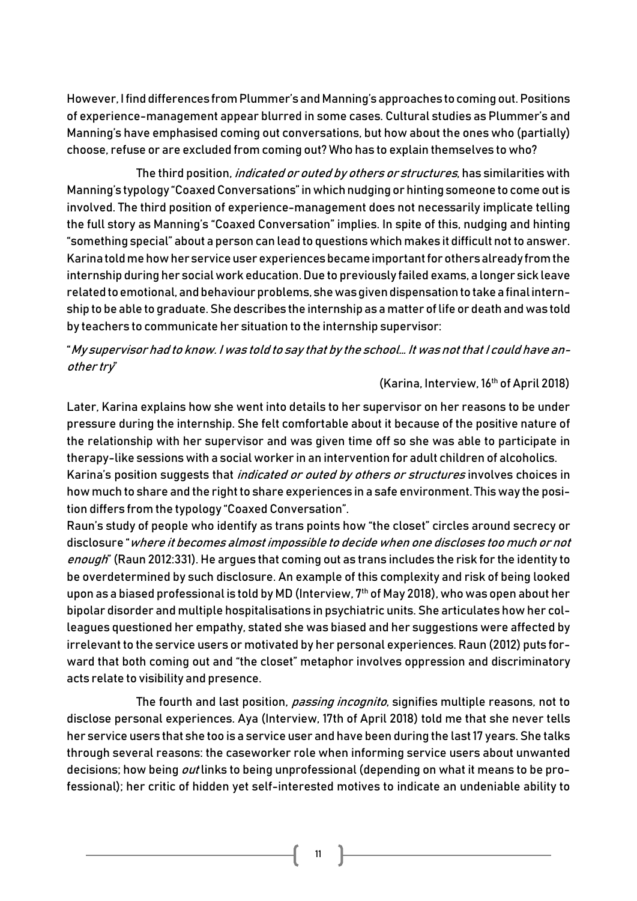However, I find differences from Plummer's and Manning's approaches to coming out. Positions of experience-management appear blurred in some cases. Cultural studies as Plummer's and Manning's have emphasised coming out conversations, but how about the ones who (partially) choose, refuse or are excluded from coming out? Who has to explain themselves to who?

The third position, *indicated or outed by others or structures*, has similarities with Manning's typology "Coaxed Conversations" in which nudging or hinting someone to come out is involved. The third position of experience-management does not necessarily implicate telling the full story as Manning's "Coaxed Conversation" implies. In spite of this, nudging and hinting "something special" about a person can lead to questions which makes it difficult not to answer. Karina told me how her service user experiences became important for others already from the internship during her social work education. Due to previously failed exams, a longer sick leave related to emotional, and behaviour problems, she was given dispensation to take a final internship to be able to graduate. She describes the internship as a matter of life or death and was told by teachers to communicate her situation to the internship supervisor:

"*My supervisor had to know. I was told to say that by the school… It was not that I could have another try*"

(Karina, Interview, 16th of April 2018)

Later, Karina explains how she went into details to her supervisor on her reasons to be under pressure during the internship. She felt comfortable about it because of the positive nature of the relationship with her supervisor and was given time off so she was able to participate in therapy-like sessions with a social worker in an intervention for adult children of alcoholics. Karina's position suggests that *indicated or outed by others or structures* involves choices in how much to share and the right to share experiences in a safe environment. This way the position differs from the typology "Coaxed Conversation".

Raun's study of people who identify as trans points how "the closet" circles around secrecy or disclosure "*where it becomes almost impossible to decide when one discloses too much or not enough*" (Raun 2012:331). He argues that coming out as trans includes the risk for the identity to be overdetermined by such disclosure. An example of this complexity and risk of being looked upon as a biased professional is told by MD (Interview, 7th of May 2018), who was open about her bipolar disorder and multiple hospitalisations in psychiatric units. She articulates how her colleagues questioned her empathy, stated she was biased and her suggestions were affected by irrelevant to the service users or motivated by her personal experiences. Raun (2012) puts forward that both coming out and "the closet" metaphor involves oppression and discriminatory acts relate to visibility and presence.

The fourth and last position, *passing incognito*, signifies multiple reasons, not to disclose personal experiences. Aya (Interview, 17th of April 2018) told me that she never tells her service users that she too is a service user and have been during the last 17 years. She talks through several reasons: the caseworker role when informing service users about unwanted decisions; how being *out* links to being unprofessional (depending on what it means to be professional); her critic of hidden yet self-interested motives to indicate an undeniable ability to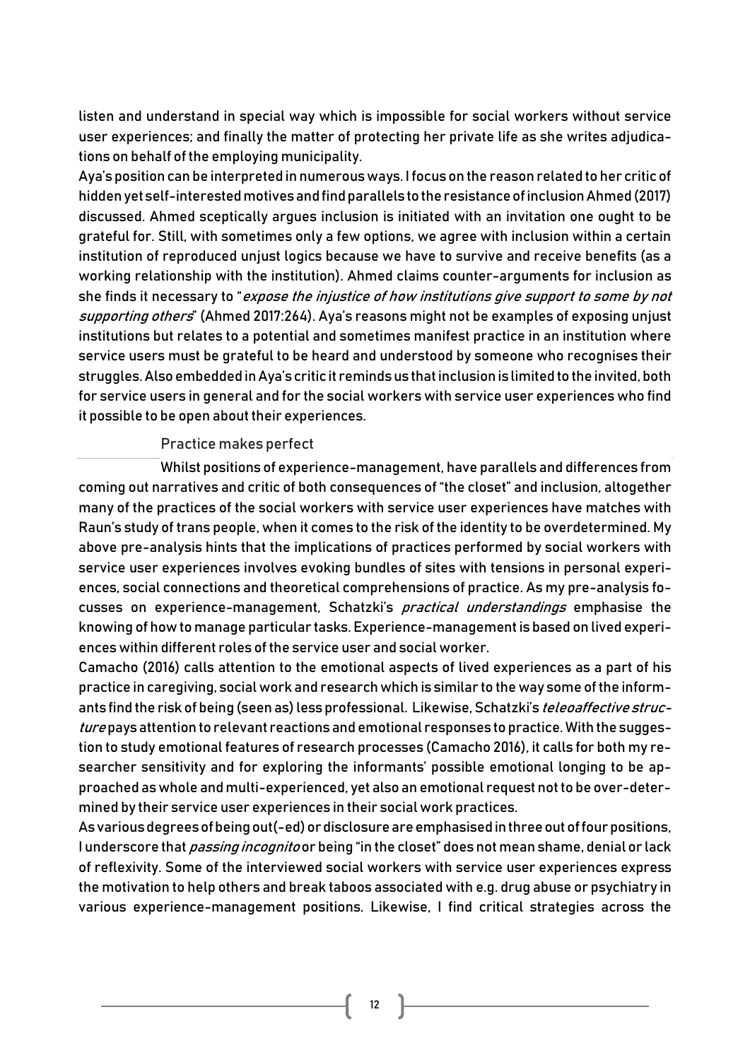listen and understand in special way which is impossible for social workers without service user experiences; and finally the matter of protecting her private life as she writes adjudications on behalf of the employing municipality.

Aya's position can be interpreted in numerous ways. I focus on the reason related to her critic of hidden yet self-interested motives and find parallels to the resistance of inclusion Ahmed (2017) discussed. Ahmed sceptically argues inclusion is initiated with an invitation one ought to be grateful for. Still, with sometimes only a few options, we agree with inclusion within a certain institution of reproduced unjust logics because we have to survive and receive benefits (as a working relationship with the institution). Ahmed claims counter-arguments for inclusion as she finds it necessary to "*expose the injustice of how institutions give support to some by not supporting others*" (Ahmed 2017:264). Aya's reasons might not be examples of exposing unjust institutions but relates to a potential and sometimes manifest practice in an institution where service users must be grateful to be heard and understood by someone who recognises their struggles. Also embedded in Aya's critic it reminds us that inclusion is limited to the invited, both for service users in general and for the social workers with service user experiences who find it possible to be open about their experiences.

### Practice makes perfect

Whilst positions of experience-management, have parallels and differences from coming out narratives and critic of both consequences of "the closet" and inclusion, altogether many of the practices of the social workers with service user experiences have matches with Raun's study of trans people, when it comes to the risk of the identity to be overdetermined. My above pre-analysis hints that the implications of practices performed by social workers with service user experiences involves evoking bundles of sites with tensions in personal experiences, social connections and theoretical comprehensions of practice. As my pre-analysis focusses on experience-management, Schatzki's *practical understandings* emphasise the knowing of how to manage particular tasks. Experience-management is based on lived experiences within different roles of the service user and social worker.

Camacho (2016) calls attention to the emotional aspects of lived experiences as a part of his practice in caregiving, social work and research which is similar to the way some of the informants find the risk of being (seen as) less professional. Likewise, Schatzki's *teleoaffective structure* pays attention to relevant reactions and emotional responses to practice. With the suggestion to study emotional features of research processes (Camacho 2016), it calls for both my researcher sensitivity and for exploring the informants' possible emotional longing to be approached as whole and multi-experienced, yet also an emotional request not to be over-determined by their service user experiences in their social work practices.

As various degrees of being out(-ed) or disclosure are emphasised in three out of four positions, I underscore that *passing incognito* or being "in the closet" does not mean shame, denial or lack of reflexivity. Some of the interviewed social workers with service user experiences express the motivation to help others and break taboos associated with e.g. drug abuse or psychiatry in various experience-management positions. Likewise, I find critical strategies across the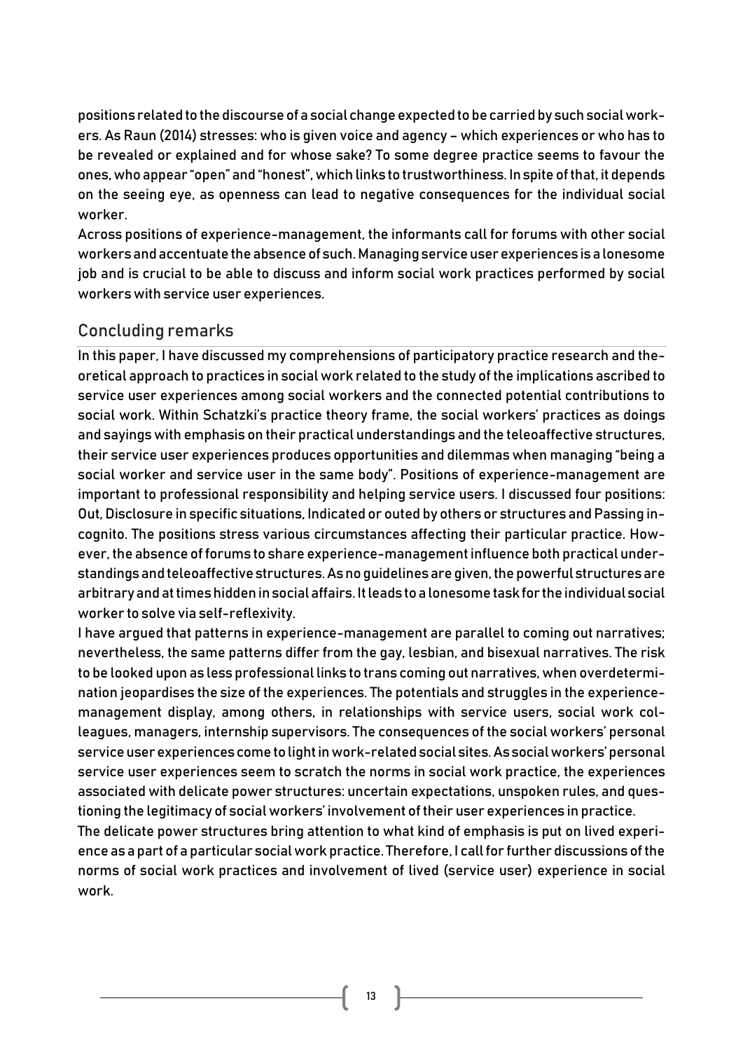positions related to the discourse of a social change expected to be carried by such social workers. As Raun (2014) stresses: who is given voice and agency – which experiences or who has to be revealed or explained and for whose sake? To some degree practice seems to favour the ones, who appear "open" and "honest", which links to trustworthiness. In spite of that, it depends on the seeing eye, as openness can lead to negative consequences for the individual social worker.

Across positions of experience-management, the informants call for forums with other social workers and accentuate the absence of such. Managing service user experiences is a lonesome job and is crucial to be able to discuss and inform social work practices performed by social workers with service user experiences.

## Concluding remarks

In this paper, I have discussed my comprehensions of participatory practice research and theoretical approach to practices in social work related to the study of the implications ascribed to service user experiences among social workers and the connected potential contributions to social work. Within Schatzki's practice theory frame, the social workers' practices as doings and sayings with emphasis on their practical understandings and the teleoaffective structures, their service user experiences produces opportunities and dilemmas when managing "being a social worker and service user in the same body". Positions of experience-management are important to professional responsibility and helping service users. I discussed four positions: Out, Disclosure in specific situations, Indicated or outed by others or structures and Passing incognito. The positions stress various circumstances affecting their particular practice. However, the absence of forums to share experience-management influence both practical understandings and teleoaffective structures. As no guidelines are given, the powerful structures are arbitrary and at times hidden in social affairs. It leads to a lonesome task for the individual social worker to solve via self-reflexivity.

I have argued that patterns in experience-management are parallel to coming out narratives; nevertheless, the same patterns differ from the gay, lesbian, and bisexual narratives. The risk to be looked upon as less professional links to trans coming out narratives, when overdetermination jeopardises the size of the experiences. The potentials and struggles in the experience-management display, among others, in relationships with service users, social work colleagues, managers, internship supervisors. The consequences of the social workers' personal service user experiences come to light in work-related social sites. As social workers' personal service user experiences seem to scratch the norms in social work practice, the experiences associated with delicate power structures: uncertain expectations, unspoken rules, and questioning the legitimacy of social workers' involvement of their user experiences in practice.

The delicate power structures bring attention to what kind of emphasis is put on lived experience as a part of a particular social work practice. Therefore, I call for further discussions of the norms of social work practices and involvement of lived (service user) experience in social work.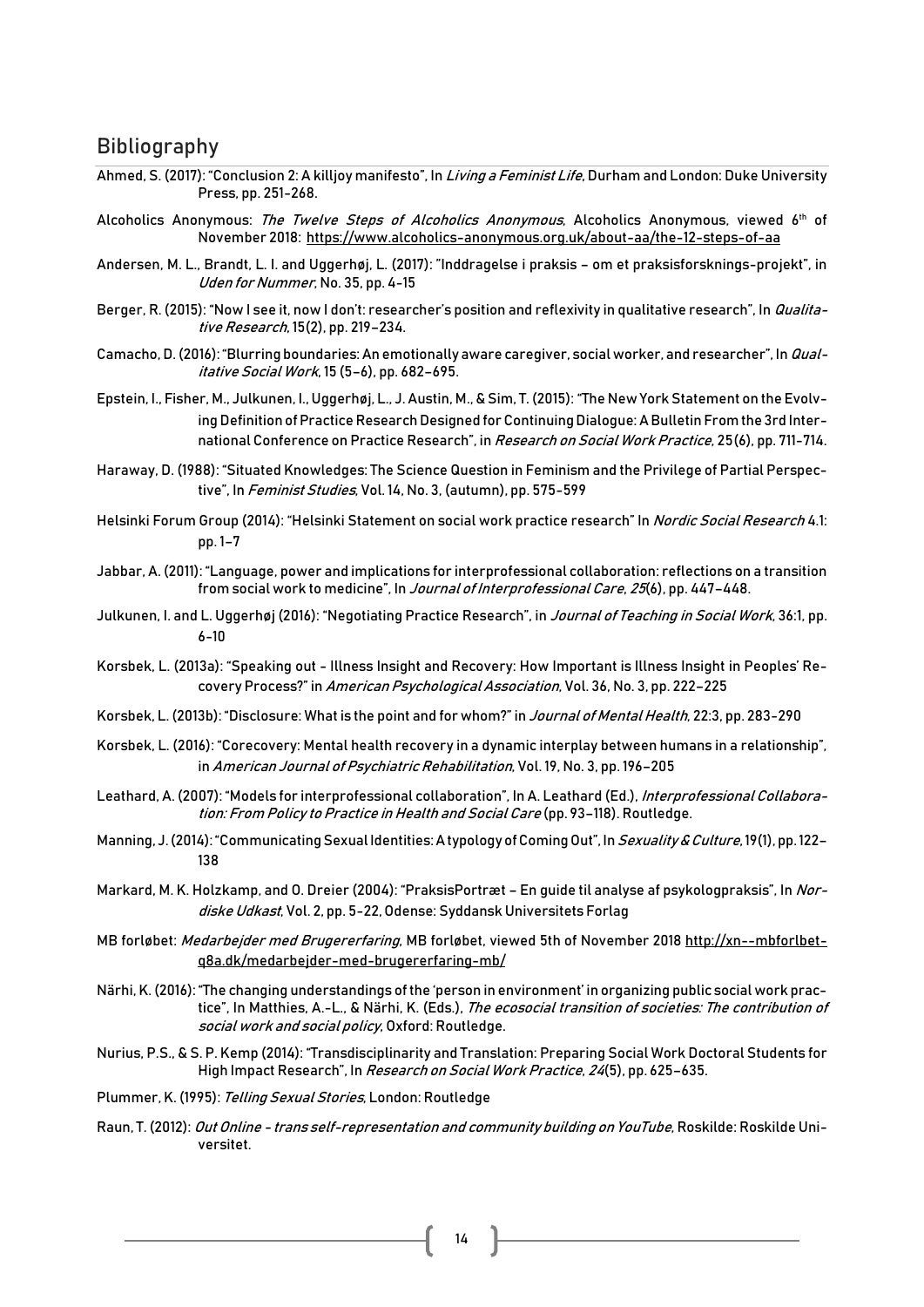## Bibliography

Ahmed, S. (2017): "Conclusion 2: A killjoy manifesto", In *Living a Feminist Life*, Durham and London: Duke University Press, pp. 251-268.

Alcoholics Anonymous: *The Twelve Steps of Alcoholics Anonymous*, Alcoholics Anonymous, viewed 6th of November 2018: https://www.alcoholics-anonymous.org.uk/about-aa/the-12-steps-of-aa

Andersen, M. L., Brandt, L. I. and Uggerhøj, L. (2017): "Inddragelse i praksis – om et praksisforsknings-projekt", in *Uden for Nummer*, No. 35, pp. 4-15

Berger, R. (2015): "Now I see it, now I don't: researcher's position and reflexivity in qualitative research", In *Qualitative Research*, 15(2), pp. 219–234.

Camacho, D. (2016): "Blurring boundaries: An emotionally aware caregiver, social worker, and researcher", In *Qualitative Social Work*, 15 (5–6), pp. 682–695.

Epstein, I., Fisher, M., Julkunen, I., Uggerhøj, L., J. Austin, M., & Sim, T. (2015): "The New York Statement on the Evolving Definition of Practice Research Designed for Continuing Dialogue: A Bulletin From the 3rd International Conference on Practice Research", in *Research on Social Work Practice*, 25(6), pp. 711-714.

Haraway, D. (1988): "Situated Knowledges: The Science Question in Feminism and the Privilege of Partial Perspective", In *Feminist Studies*, Vol. 14, No. 3, (autumn), pp. 575-599

Helsinki Forum Group (2014): "Helsinki Statement on social work practice research" In *Nordic Social Research* 4.1: pp. 1–7

Jabbar, A. (2011): "Language, power and implications for interprofessional collaboration: reflections on a transition from social work to medicine", In *Journal of Interprofessional Care*, *25*(6), pp. 447–448.

Julkunen, I. and L. Uggerhøj (2016): "Negotiating Practice Research", in *Journal of Teaching in Social Work*, 36:1, pp. 6-10

Korsbek, L. (2013a): "Speaking out - Illness Insight and Recovery: How Important is Illness Insight in Peoples' Recovery Process?" in *American Psychological Association*, Vol. 36, No. 3, pp. 222–225

Korsbek, L. (2013b): "Disclosure: What is the point and for whom?" in *Journal of Mental Health*, 22:3, pp. 283-290

Korsbek, L. (2016): "Corecovery: Mental health recovery in a dynamic interplay between humans in a relationship", in *American Journal of Psychiatric Rehabilitation*, Vol. 19, No. 3, pp. 196–205

Leathard, A. (2007): "Models for interprofessional collaboration", In A. Leathard (Ed.), *Interprofessional Collaboration: From Policy to Practice in Health and Social Care* (pp. 93–118). Routledge.

Manning, J. (2014): "Communicating Sexual Identities: A typology of Coming Out", In *Sexuality & Culture*, 19(1), pp. 122–138

Markard, M. K. Holzkamp, and O. Dreier (2004): "PraksisPortræt – En guide til analyse af psykologpraksis", In *Nordiske Udkast*, Vol. 2, pp. 5-22, Odense: Syddansk Universitets Forlag

MB forløbet: *Medarbejder med Brugererfaring*, MB forløbet, viewed 5th of November 2018 http://xn--mbforlbet-q8a.dk/medarbejder-med-brugererfaring-mb/

Närhi, K. (2016): "The changing understandings of the 'person in environment' in organizing public social work practice", In Matthies, A.-L., & Närhi, K. (Eds.), *The ecosocial transition of societies: The contribution of social work and social policy*, Oxford: Routledge.

Nurius, P.S., & S. P. Kemp (2014): "Transdisciplinarity and Translation: Preparing Social Work Doctoral Students for High Impact Research", In *Research on Social Work Practice*, *24*(5), pp. 625–635.

Plummer, K. (1995): *Telling Sexual Stories*, London: Routledge

Raun, T. (2012): *Out Online - trans self-representation and community building on YouTube*, Roskilde: Roskilde Universitet.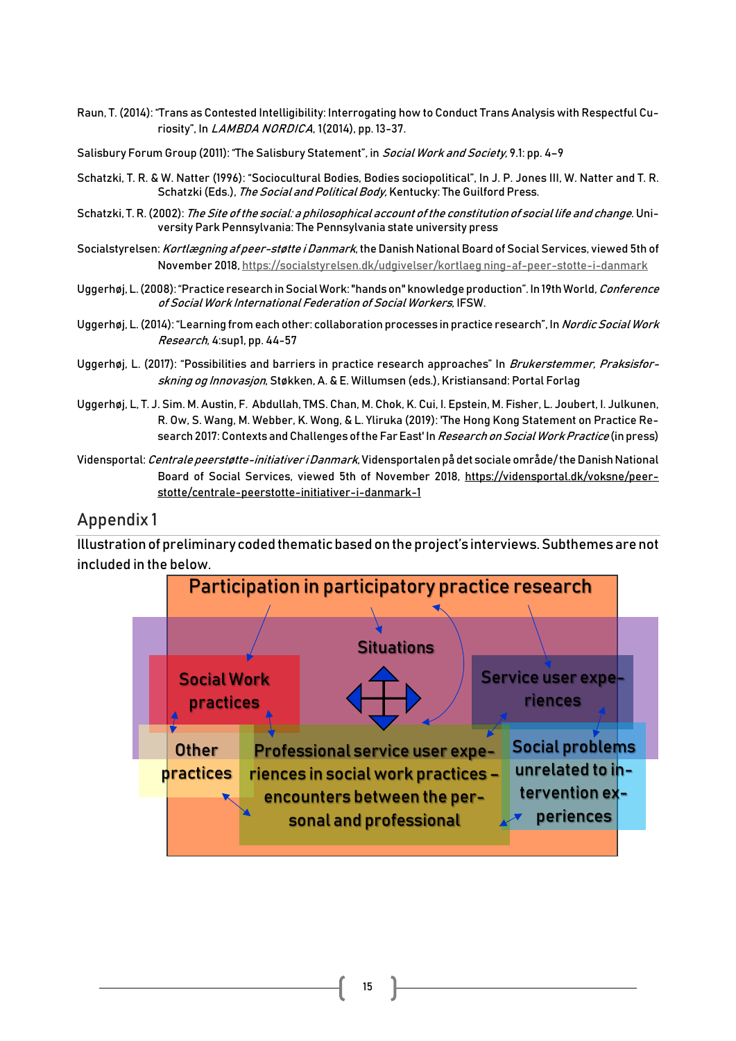Raun, T. (2014): "Trans as Contested Intelligibility: Interrogating how to Conduct Trans Analysis with Respectful Curiosity", In *LAMBDA NORDICA*, 1(2014), pp. 13-37.

Salisbury Forum Group (2011): "The Salisbury Statement", in *Social Work and Society*, 9.1: pp. 4–9

Schatzki, T. R. & W. Natter (1996): "Sociocultural Bodies, Bodies sociopolitical", In J. P. Jones III, W. Natter and T. R. Schatzki (Eds.), *The Social and Political Body*, Kentucky: The Guilford Press.

Schatzki, T. R. (2002): *The Site of the social: a philosophical account of the constitution of social life and change*. University Park Pennsylvania: The Pennsylvania state university press

Socialstyrelsen: *Kortlægning af peer-støtte i Danmark*, the Danish National Board of Social Services, viewed 5th of November 2018, https://socialstyrelsen.dk/udgivelser/kortlaeg ning-af-peer-stotte-i-danmark

Uggerhøj, L. (2008): "Practice research in Social Work: "hands on" knowledge production". In 19th World, *Conference of Social Work International Federation of Social Workers*, IFSW.

Uggerhøj, L. (2014): "Learning from each other: collaboration processes in practice research", In *Nordic Social Work Research*, 4:sup1, pp. 44-57

Uggerhøj, L. (2017): "Possibilities and barriers in practice research approaches" In *Brukerstemmer, Praksisforskning og Innovasjon*, Støkken, A. & E. Willumsen (eds.), Kristiansand: Portal Forlag

Uggerhøj, L, T. J. Sim. M. Austin, F. Abdullah, TMS. Chan, M. Chok, K. Cui, I. Epstein, M. Fisher, L. Joubert, I. Julkunen, R. Ow, S. Wang, M. Webber, K. Wong, & L. Yliruka (2019): 'The Hong Kong Statement on Practice Research 2017: Contexts and Challenges of the Far East' In *Research on Social Work Practice* (in press)

Vidensportal: *Centrale peerstøtte-initiativer i Danmark*, Vidensportalen på det sociale område/ the Danish National Board of Social Services, viewed 5th of November 2018, https://vidensportal.dk/voksne/peer-stotte/centrale-peerstotte-initiativer-i-danmark-1

## Appendix 1

Illustration of preliminary coded thematic based on the project's interviews. Subthemes are not included in the below.

Participation in participatory practice research

Situations

Social Work practices

Service user experiences

Other practices

Professional service user experiences in social work practices – encounters between the personal and professional

Social problems unrelated to intervention experiences